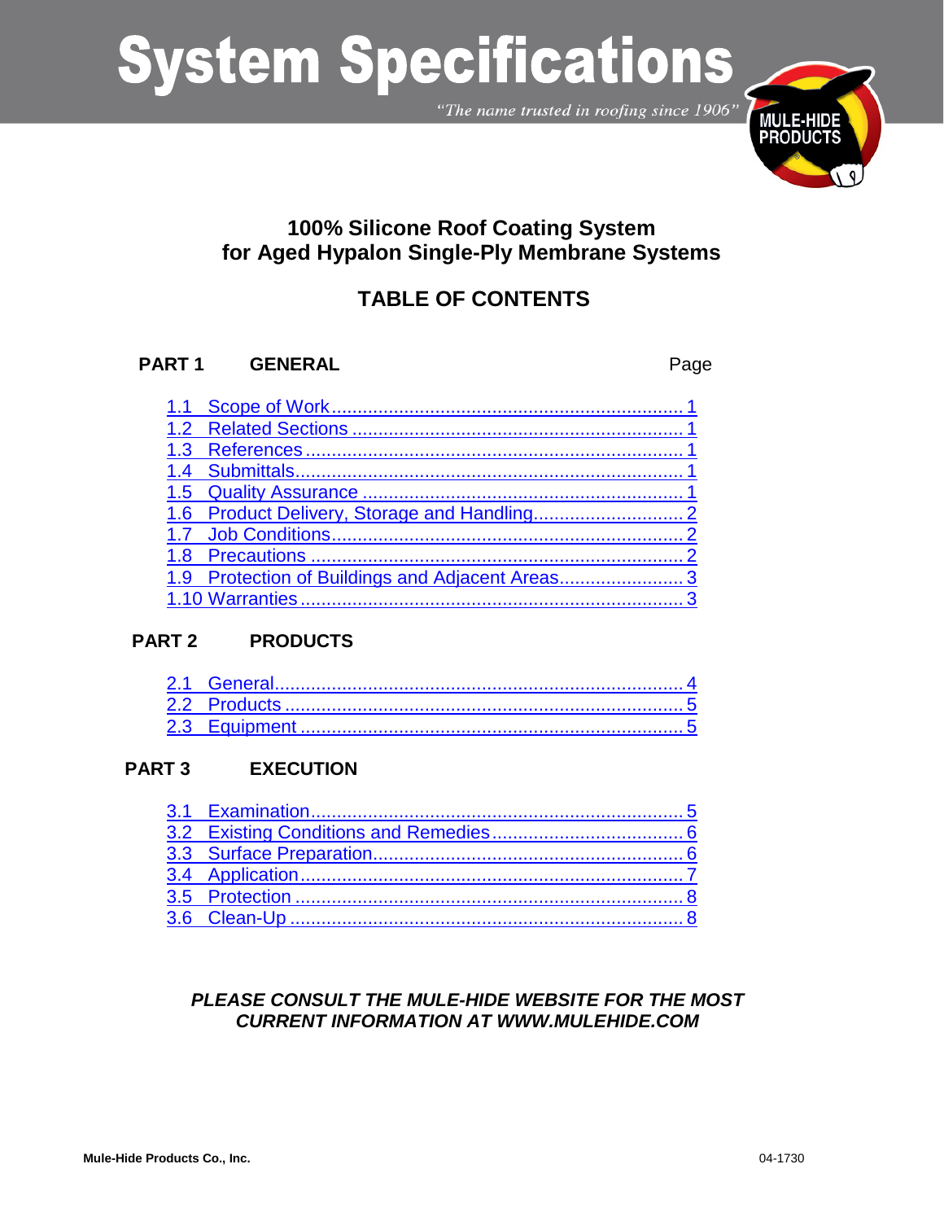# System Specifications

*"The name trusted in roofing since 1906"*

## 100% Silicone Roof Coating System for Aged Hypalon Single-Ply Membrane Systems

## TABLE OF CONTENTS

| PART 1 GENERAL | Page |
| --- | --- |
| 1.1 Scope of Work | 1 |
| 1.2 Related Sections | 1 |
| 1.3 References | 1 |
| 1.4 Submittals | 1 |
| 1.5 Quality Assurance | 1 |
| 1.6 Product Delivery, Storage and Handling | 2 |
| 1.7 Job Conditions | 2 |
| 1.8 Precautions | 2 |
| 1.9 Protection of Buildings and Adjacent Areas | 3 |
| 1.10 Warranties | 3 |

| PART 2 PRODUCTS | |
| --- | --- |
| 2.1 General | 4 |
| 2.2 Products | 5 |
| 2.3 Equipment | 5 |

| PART 3 EXECUTION | |
| --- | --- |
| 3.1 Examination | 5 |
| 3.2 Existing Conditions and Remedies | 6 |
| 3.3 Surface Preparation | 6 |
| 3.4 Application | 7 |
| 3.5 Protection | 8 |
| 3.6 Clean-Up | 8 |

***PLEASE CONSULT THE MULE-HIDE WEBSITE FOR THE MOST CURRENT INFORMATION AT WWW.MULEHIDE.COM***

**Mule-Hide Products Co., Inc.** 04-1730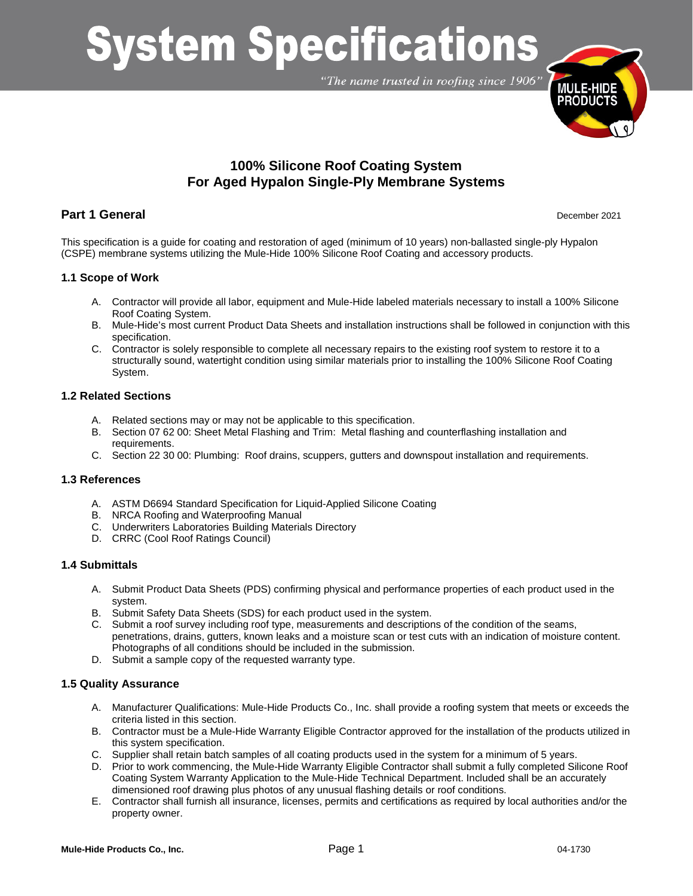# System Specifications

*"The name trusted in roofing since 1906"*

## 100% Silicone Roof Coating System For Aged Hypalon Single-Ply Membrane Systems

## Part 1 General

December 2021

This specification is a guide for coating and restoration of aged (minimum of 10 years) non-ballasted single-ply Hypalon (CSPE) membrane systems utilizing the Mule-Hide 100% Silicone Roof Coating and accessory products.

### 1.1 Scope of Work

A. Contractor will provide all labor, equipment and Mule-Hide labeled materials necessary to install a 100% Silicone Roof Coating System.
B. Mule-Hide's most current Product Data Sheets and installation instructions shall be followed in conjunction with this specification.
C. Contractor is solely responsible to complete all necessary repairs to the existing roof system to restore it to a structurally sound, watertight condition using similar materials prior to installing the 100% Silicone Roof Coating System.

### 1.2 Related Sections

A. Related sections may or may not be applicable to this specification.
B. Section 07 62 00: Sheet Metal Flashing and Trim: Metal flashing and counterflashing installation and requirements.
C. Section 22 30 00: Plumbing: Roof drains, scuppers, gutters and downspout installation and requirements.

### 1.3 References

A. ASTM D6694 Standard Specification for Liquid-Applied Silicone Coating
B. NRCA Roofing and Waterproofing Manual
C. Underwriters Laboratories Building Materials Directory
D. CRRC (Cool Roof Ratings Council)

### 1.4 Submittals

A. Submit Product Data Sheets (PDS) confirming physical and performance properties of each product used in the system.
B. Submit Safety Data Sheets (SDS) for each product used in the system.
C. Submit a roof survey including roof type, measurements and descriptions of the condition of the seams, penetrations, drains, gutters, known leaks and a moisture scan or test cuts with an indication of moisture content. Photographs of all conditions should be included in the submission.
D. Submit a sample copy of the requested warranty type.

### 1.5 Quality Assurance

A. Manufacturer Qualifications: Mule-Hide Products Co., Inc. shall provide a roofing system that meets or exceeds the criteria listed in this section.
B. Contractor must be a Mule-Hide Warranty Eligible Contractor approved for the installation of the products utilized in this system specification.
C. Supplier shall retain batch samples of all coating products used in the system for a minimum of 5 years.
D. Prior to work commencing, the Mule-Hide Warranty Eligible Contractor shall submit a fully completed Silicone Roof Coating System Warranty Application to the Mule-Hide Technical Department. Included shall be an accurately dimensioned roof drawing plus photos of any unusual flashing details or roof conditions.
E. Contractor shall furnish all insurance, licenses, permits and certifications as required by local authorities and/or the property owner.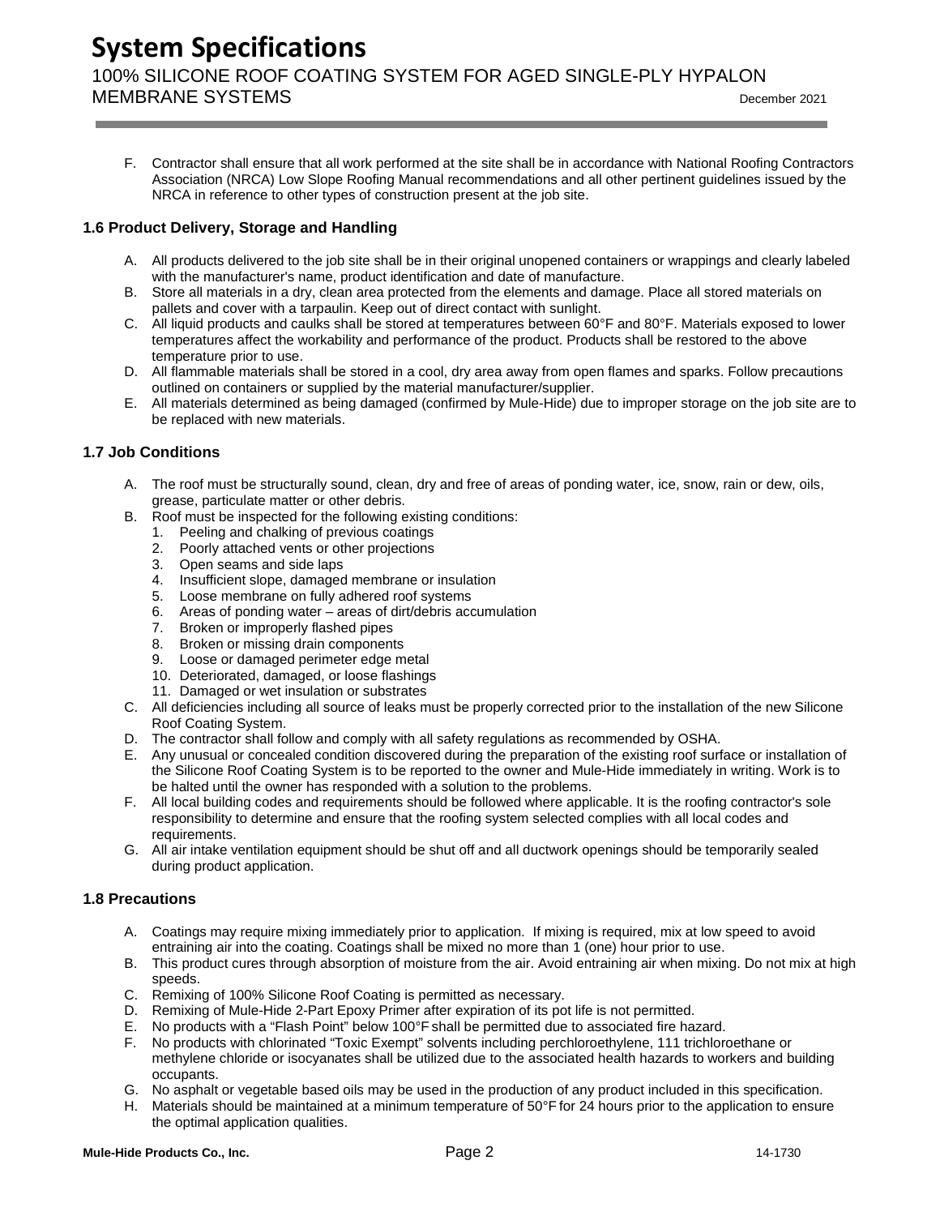F. Contractor shall ensure that all work performed at the site shall be in accordance with National Roofing Contractors Association (NRCA) Low Slope Roofing Manual recommendations and all other pertinent guidelines issued by the NRCA in reference to other types of construction present at the job site.

### 1.6 Product Delivery, Storage and Handling

A. All products delivered to the job site shall be in their original unopened containers or wrappings and clearly labeled with the manufacturer's name, product identification and date of manufacture.
B. Store all materials in a dry, clean area protected from the elements and damage. Place all stored materials on pallets and cover with a tarpaulin. Keep out of direct contact with sunlight.
C. All liquid products and caulks shall be stored at temperatures between 60°F and 80°F. Materials exposed to lower temperatures affect the workability and performance of the product. Products shall be restored to the above temperature prior to use.
D. All flammable materials shall be stored in a cool, dry area away from open flames and sparks. Follow precautions outlined on containers or supplied by the material manufacturer/supplier.
E. All materials determined as being damaged (confirmed by Mule-Hide) due to improper storage on the job site are to be replaced with new materials.

### 1.7 Job Conditions

A. The roof must be structurally sound, clean, dry and free of areas of ponding water, ice, snow, rain or dew, oils, grease, particulate matter or other debris.
B. Roof must be inspected for the following existing conditions:
   1. Peeling and chalking of previous coatings
   2. Poorly attached vents or other projections
   3. Open seams and side laps
   4. Insufficient slope, damaged membrane or insulation
   5. Loose membrane on fully adhered roof systems
   6. Areas of ponding water – areas of dirt/debris accumulation
   7. Broken or improperly flashed pipes
   8. Broken or missing drain components
   9. Loose or damaged perimeter edge metal
   10. Deteriorated, damaged, or loose flashings
   11. Damaged or wet insulation or substrates
C. All deficiencies including all source of leaks must be properly corrected prior to the installation of the new Silicone Roof Coating System.
D. The contractor shall follow and comply with all safety regulations as recommended by OSHA.
E. Any unusual or concealed condition discovered during the preparation of the existing roof surface or installation of the Silicone Roof Coating System is to be reported to the owner and Mule-Hide immediately in writing. Work is to be halted until the owner has responded with a solution to the problems.
F. All local building codes and requirements should be followed where applicable. It is the roofing contractor's sole responsibility to determine and ensure that the roofing system selected complies with all local codes and requirements.
G. All air intake ventilation equipment should be shut off and all ductwork openings should be temporarily sealed during product application.

### 1.8 Precautions

A. Coatings may require mixing immediately prior to application. If mixing is required, mix at low speed to avoid entraining air into the coating. Coatings shall be mixed no more than 1 (one) hour prior to use.
B. This product cures through absorption of moisture from the air. Avoid entraining air when mixing. Do not mix at high speeds.
C. Remixing of 100% Silicone Roof Coating is permitted as necessary.
D. Remixing of Mule-Hide 2-Part Epoxy Primer after expiration of its pot life is not permitted.
E. No products with a "Flash Point" below 100°F shall be permitted due to associated fire hazard.
F. No products with chlorinated "Toxic Exempt" solvents including perchloroethylene, 111 trichloroethane or methylene chloride or isocyanates shall be utilized due to the associated health hazards to workers and building occupants.
G. No asphalt or vegetable based oils may be used in the production of any product included in this specification.
H. Materials should be maintained at a minimum temperature of 50°F for 24 hours prior to the application to ensure the optimal application qualities.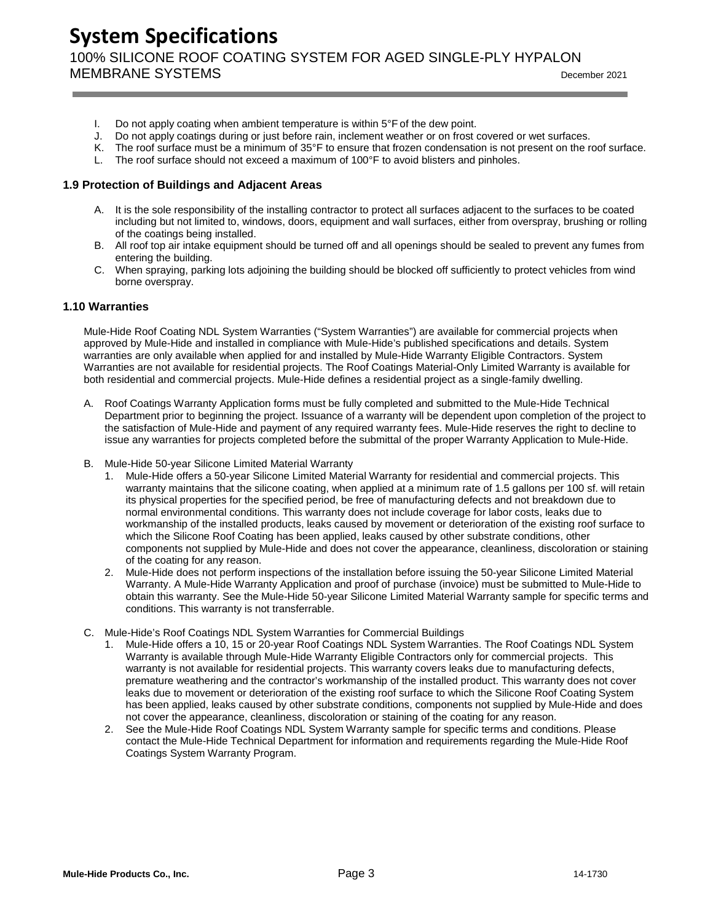I. Do not apply coating when ambient temperature is within 5°F of the dew point.
J. Do not apply coatings during or just before rain, inclement weather or on frost covered or wet surfaces.
K. The roof surface must be a minimum of 35°F to ensure that frozen condensation is not present on the roof surface.
L. The roof surface should not exceed a maximum of 100°F to avoid blisters and pinholes.

### 1.9 Protection of Buildings and Adjacent Areas

A. It is the sole responsibility of the installing contractor to protect all surfaces adjacent to the surfaces to be coated including but not limited to, windows, doors, equipment and wall surfaces, either from overspray, brushing or rolling of the coatings being installed.
B. All roof top air intake equipment should be turned off and all openings should be sealed to prevent any fumes from entering the building.
C. When spraying, parking lots adjoining the building should be blocked off sufficiently to protect vehicles from wind borne overspray.

### 1.10 Warranties

Mule-Hide Roof Coating NDL System Warranties ("System Warranties") are available for commercial projects when approved by Mule-Hide and installed in compliance with Mule-Hide's published specifications and details. System warranties are only available when applied for and installed by Mule-Hide Warranty Eligible Contractors. System Warranties are not available for residential projects. The Roof Coatings Material-Only Limited Warranty is available for both residential and commercial projects. Mule-Hide defines a residential project as a single-family dwelling.

A. Roof Coatings Warranty Application forms must be fully completed and submitted to the Mule-Hide Technical Department prior to beginning the project. Issuance of a warranty will be dependent upon completion of the project to the satisfaction of Mule-Hide and payment of any required warranty fees. Mule-Hide reserves the right to decline to issue any warranties for projects completed before the submittal of the proper Warranty Application to Mule-Hide.

B. Mule-Hide 50-year Silicone Limited Material Warranty
   1. Mule-Hide offers a 50-year Silicone Limited Material Warranty for residential and commercial projects. This warranty maintains that the silicone coating, when applied at a minimum rate of 1.5 gallons per 100 sf. will retain its physical properties for the specified period, be free of manufacturing defects and not breakdown due to normal environmental conditions. This warranty does not include coverage for labor costs, leaks due to workmanship of the installed products, leaks caused by movement or deterioration of the existing roof surface to which the Silicone Roof Coating has been applied, leaks caused by other substrate conditions, other components not supplied by Mule-Hide and does not cover the appearance, cleanliness, discoloration or staining of the coating for any reason.
   2. Mule-Hide does not perform inspections of the installation before issuing the 50-year Silicone Limited Material Warranty. A Mule-Hide Warranty Application and proof of purchase (invoice) must be submitted to Mule-Hide to obtain this warranty. See the Mule-Hide 50-year Silicone Limited Material Warranty sample for specific terms and conditions. This warranty is not transferrable.

C. Mule-Hide's Roof Coatings NDL System Warranties for Commercial Buildings
   1. Mule-Hide offers a 10, 15 or 20-year Roof Coatings NDL System Warranties. The Roof Coatings NDL System Warranty is available through Mule-Hide Warranty Eligible Contractors only for commercial projects. This warranty is not available for residential projects. This warranty covers leaks due to manufacturing defects, premature weathering and the contractor's workmanship of the installed product. This warranty does not cover leaks due to movement or deterioration of the existing roof surface to which the Silicone Roof Coating System has been applied, leaks caused by other substrate conditions, components not supplied by Mule-Hide and does not cover the appearance, cleanliness, discoloration or staining of the coating for any reason.
   2. See the Mule-Hide Roof Coatings NDL System Warranty sample for specific terms and conditions. Please contact the Mule-Hide Technical Department for information and requirements regarding the Mule-Hide Roof Coatings System Warranty Program.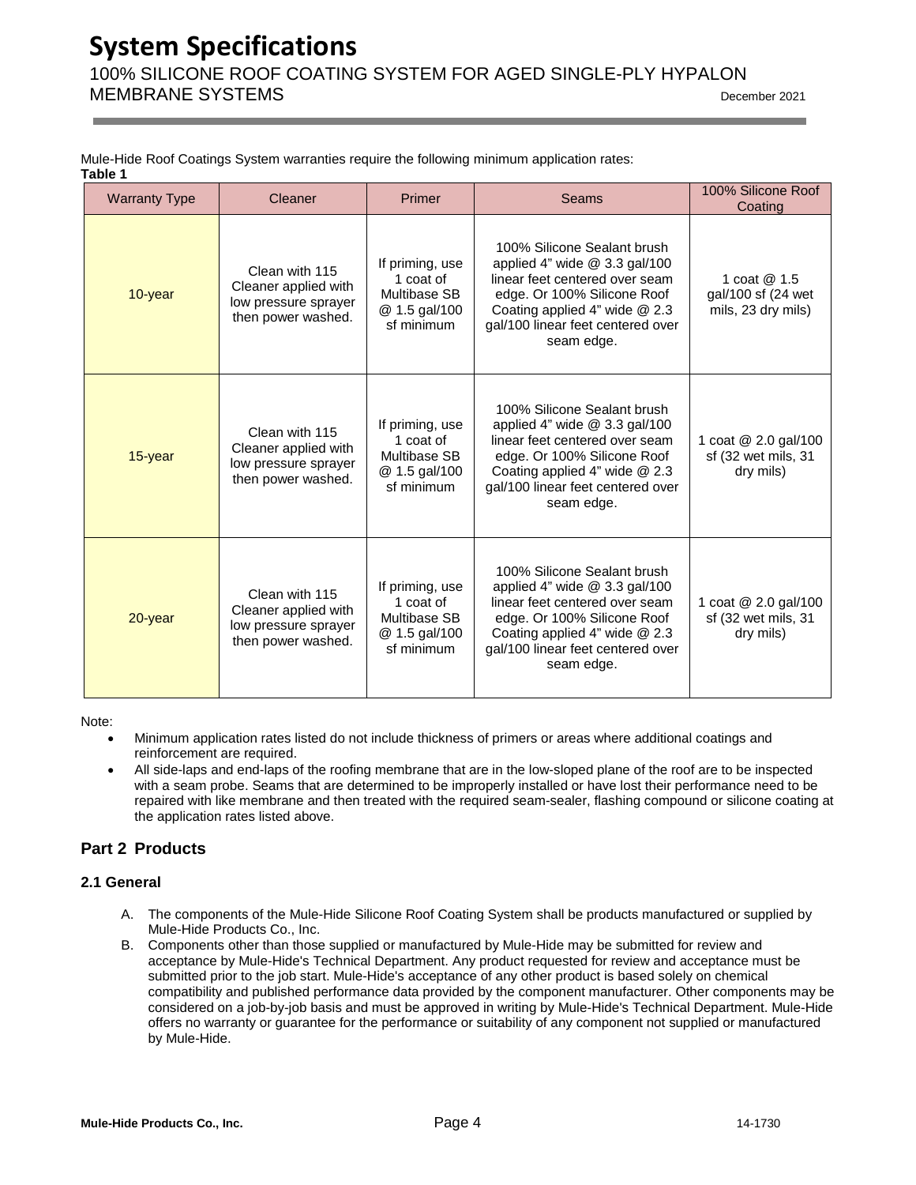Mule-Hide Roof Coatings System warranties require the following minimum application rates:

**Table 1**

| Warranty Type | Cleaner | Primer | Seams | 100% Silicone Roof Coating |
|---|---|---|---|---|
| 10-year | Clean with 115 Cleaner applied with low pressure sprayer then power washed. | If priming, use 1 coat of Multibase SB @ 1.5 gal/100 sf minimum | 100% Silicone Sealant brush applied 4" wide @ 3.3 gal/100 linear feet centered over seam edge. Or 100% Silicone Roof Coating applied 4" wide @ 2.3 gal/100 linear feet centered over seam edge. | 1 coat @ 1.5 gal/100 sf (24 wet mils, 23 dry mils) |
| 15-year | Clean with 115 Cleaner applied with low pressure sprayer then power washed. | If priming, use 1 coat of Multibase SB @ 1.5 gal/100 sf minimum | 100% Silicone Sealant brush applied 4" wide @ 3.3 gal/100 linear feet centered over seam edge. Or 100% Silicone Roof Coating applied 4" wide @ 2.3 gal/100 linear feet centered over seam edge. | 1 coat @ 2.0 gal/100 sf (32 wet mils, 31 dry mils) |
| 20-year | Clean with 115 Cleaner applied with low pressure sprayer then power washed. | If priming, use 1 coat of Multibase SB @ 1.5 gal/100 sf minimum | 100% Silicone Sealant brush applied 4" wide @ 3.3 gal/100 linear feet centered over seam edge. Or 100% Silicone Roof Coating applied 4" wide @ 2.3 gal/100 linear feet centered over seam edge. | 1 coat @ 2.0 gal/100 sf (32 wet mils, 31 dry mils) |

Note:

- Minimum application rates listed do not include thickness of primers or areas where additional coatings and reinforcement are required.
- All side-laps and end-laps of the roofing membrane that are in the low-sloped plane of the roof are to be inspected with a seam probe. Seams that are determined to be improperly installed or have lost their performance need to be repaired with like membrane and then treated with the required seam-sealer, flashing compound or silicone coating at the application rates listed above.

## Part 2 Products

### 2.1 General

A. The components of the Mule-Hide Silicone Roof Coating System shall be products manufactured or supplied by Mule-Hide Products Co., Inc.

B. Components other than those supplied or manufactured by Mule-Hide may be submitted for review and acceptance by Mule-Hide's Technical Department. Any product requested for review and acceptance must be submitted prior to the job start. Mule-Hide's acceptance of any other product is based solely on chemical compatibility and published performance data provided by the component manufacturer. Other components may be considered on a job-by-job basis and must be approved in writing by Mule-Hide's Technical Department. Mule-Hide offers no warranty or guarantee for the performance or suitability of any component not supplied or manufactured by Mule-Hide.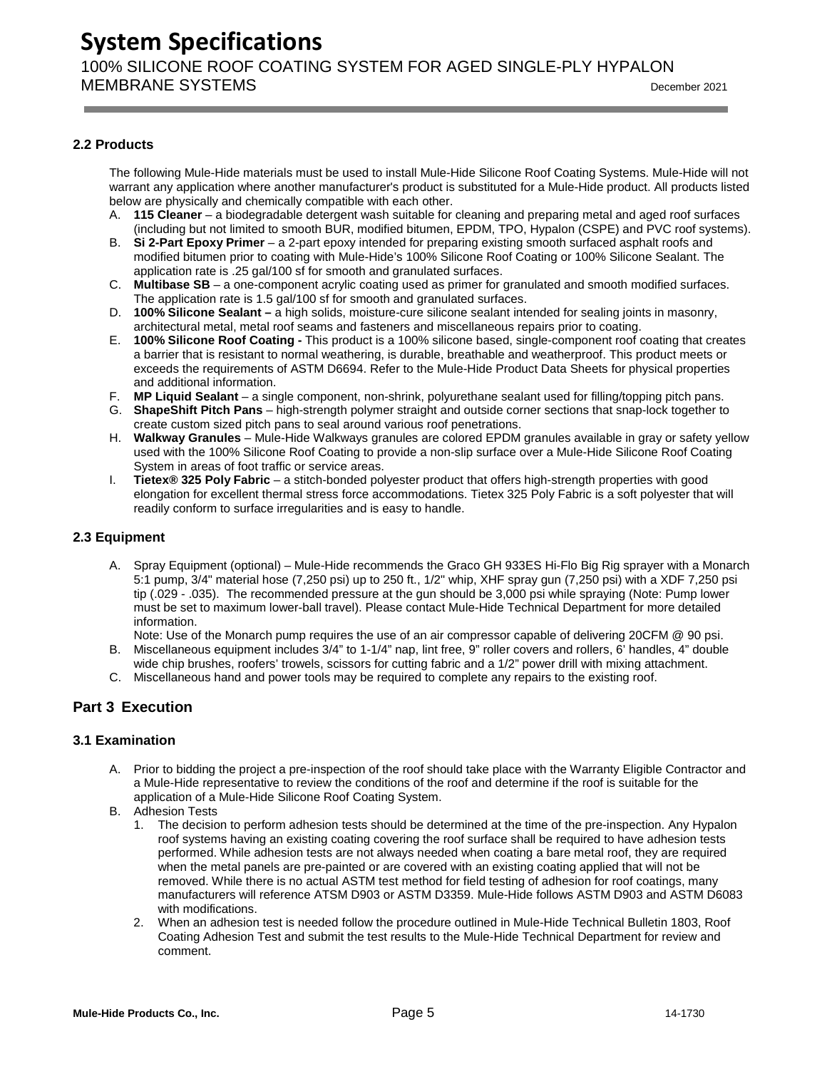### 2.2 Products

The following Mule-Hide materials must be used to install Mule-Hide Silicone Roof Coating Systems. Mule-Hide will not warrant any application where another manufacturer's product is substituted for a Mule-Hide product. All products listed below are physically and chemically compatible with each other.

A. **115 Cleaner** – a biodegradable detergent wash suitable for cleaning and preparing metal and aged roof surfaces (including but not limited to smooth BUR, modified bitumen, EPDM, TPO, Hypalon (CSPE) and PVC roof systems).
B. **Si 2-Part Epoxy Primer** – a 2-part epoxy intended for preparing existing smooth surfaced asphalt roofs and modified bitumen prior to coating with Mule-Hide's 100% Silicone Roof Coating or 100% Silicone Sealant. The application rate is .25 gal/100 sf for smooth and granulated surfaces.
C. **Multibase SB** – a one-component acrylic coating used as primer for granulated and smooth modified surfaces. The application rate is 1.5 gal/100 sf for smooth and granulated surfaces.
D. **100% Silicone Sealant –** a high solids, moisture-cure silicone sealant intended for sealing joints in masonry, architectural metal, metal roof seams and fasteners and miscellaneous repairs prior to coating.
E. **100% Silicone Roof Coating -** This product is a 100% silicone based, single-component roof coating that creates a barrier that is resistant to normal weathering, is durable, breathable and weatherproof. This product meets or exceeds the requirements of ASTM D6694. Refer to the Mule-Hide Product Data Sheets for physical properties and additional information.
F. **MP Liquid Sealant** – a single component, non-shrink, polyurethane sealant used for filling/topping pitch pans.
G. **ShapeShift Pitch Pans** – high-strength polymer straight and outside corner sections that snap-lock together to create custom sized pitch pans to seal around various roof penetrations.
H. **Walkway Granules** – Mule-Hide Walkways granules are colored EPDM granules available in gray or safety yellow used with the 100% Silicone Roof Coating to provide a non-slip surface over a Mule-Hide Silicone Roof Coating System in areas of foot traffic or service areas.
I. **Tietex® 325 Poly Fabric** – a stitch-bonded polyester product that offers high-strength properties with good elongation for excellent thermal stress force accommodations. Tietex 325 Poly Fabric is a soft polyester that will readily conform to surface irregularities and is easy to handle.

### 2.3 Equipment

A. Spray Equipment (optional) – Mule-Hide recommends the Graco GH 933ES Hi-Flo Big Rig sprayer with a Monarch 5:1 pump, 3/4" material hose (7,250 psi) up to 250 ft., 1/2" whip, XHF spray gun (7,250 psi) with a XDF 7,250 psi tip (.029 - .035). The recommended pressure at the gun should be 3,000 psi while spraying (Note: Pump lower must be set to maximum lower-ball travel). Please contact Mule-Hide Technical Department for more detailed information.
   Note: Use of the Monarch pump requires the use of an air compressor capable of delivering 20CFM @ 90 psi.
B. Miscellaneous equipment includes 3/4" to 1-1/4" nap, lint free, 9" roller covers and rollers, 6' handles, 4" double wide chip brushes, roofers' trowels, scissors for cutting fabric and a 1/2" power drill with mixing attachment.
C. Miscellaneous hand and power tools may be required to complete any repairs to the existing roof.

## Part 3 Execution

### 3.1 Examination

A. Prior to bidding the project a pre-inspection of the roof should take place with the Warranty Eligible Contractor and a Mule-Hide representative to review the conditions of the roof and determine if the roof is suitable for the application of a Mule-Hide Silicone Roof Coating System.
B. Adhesion Tests
   1. The decision to perform adhesion tests should be determined at the time of the pre-inspection. Any Hypalon roof systems having an existing coating covering the roof surface shall be required to have adhesion tests performed. While adhesion tests are not always needed when coating a bare metal roof, they are required when the metal panels are pre-painted or are covered with an existing coating applied that will not be removed. While there is no actual ASTM test method for field testing of adhesion for roof coatings, many manufacturers will reference ATSM D903 or ASTM D3359. Mule-Hide follows ASTM D903 and ASTM D6083 with modifications.
   2. When an adhesion test is needed follow the procedure outlined in Mule-Hide Technical Bulletin 1803, Roof Coating Adhesion Test and submit the test results to the Mule-Hide Technical Department for review and comment.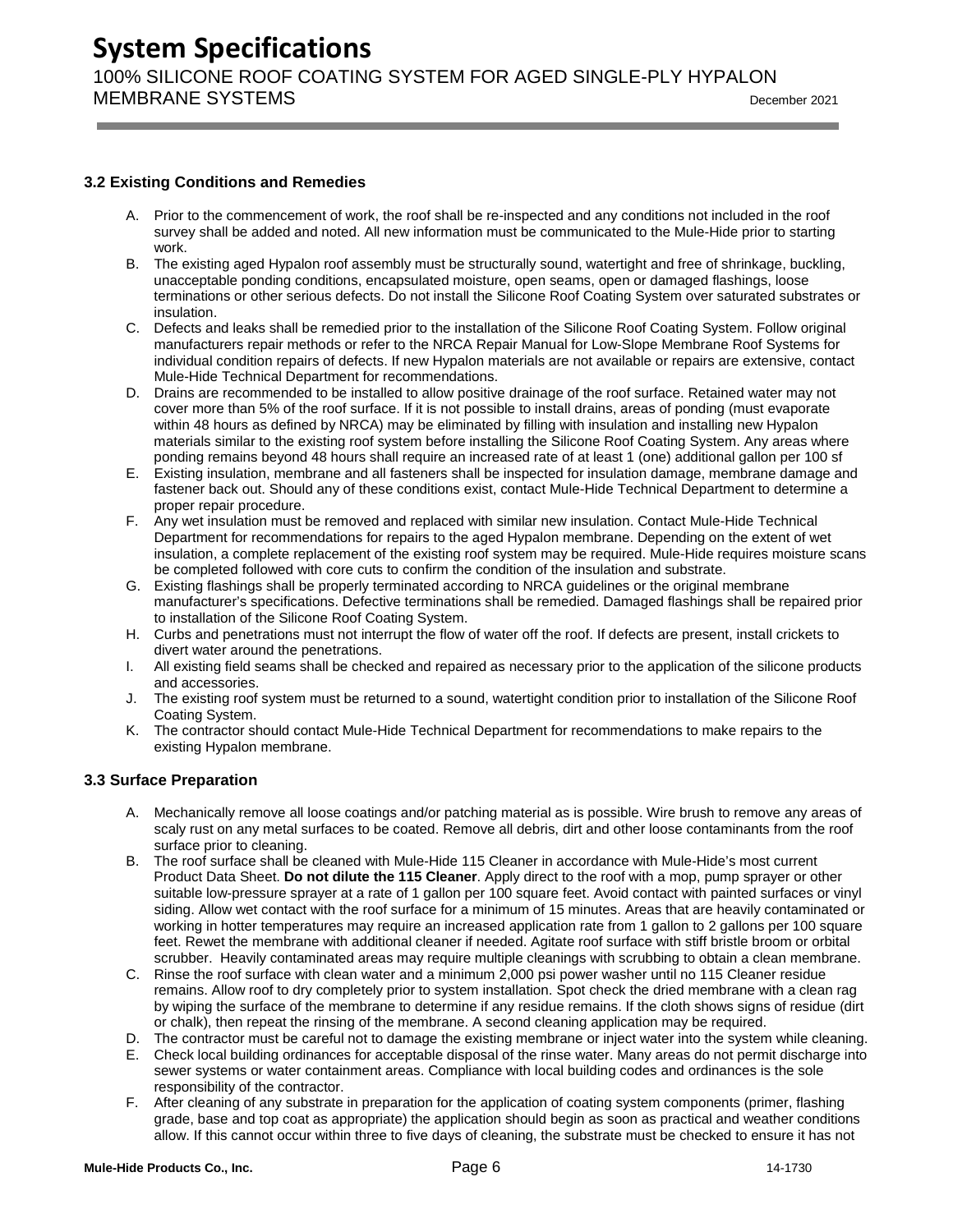### 3.2 Existing Conditions and Remedies

A. Prior to the commencement of work, the roof shall be re-inspected and any conditions not included in the roof survey shall be added and noted. All new information must be communicated to the Mule-Hide prior to starting work.

B. The existing aged Hypalon roof assembly must be structurally sound, watertight and free of shrinkage, buckling, unacceptable ponding conditions, encapsulated moisture, open seams, open or damaged flashings, loose terminations or other serious defects. Do not install the Silicone Roof Coating System over saturated substrates or insulation.

C. Defects and leaks shall be remedied prior to the installation of the Silicone Roof Coating System. Follow original manufacturers repair methods or refer to the NRCA Repair Manual for Low-Slope Membrane Roof Systems for individual condition repairs of defects. If new Hypalon materials are not available or repairs are extensive, contact Mule-Hide Technical Department for recommendations.

D. Drains are recommended to be installed to allow positive drainage of the roof surface. Retained water may not cover more than 5% of the roof surface. If it is not possible to install drains, areas of ponding (must evaporate within 48 hours as defined by NRCA) may be eliminated by filling with insulation and installing new Hypalon materials similar to the existing roof system before installing the Silicone Roof Coating System. Any areas where ponding remains beyond 48 hours shall require an increased rate of at least 1 (one) additional gallon per 100 sf

E. Existing insulation, membrane and all fasteners shall be inspected for insulation damage, membrane damage and fastener back out. Should any of these conditions exist, contact Mule-Hide Technical Department to determine a proper repair procedure.

F. Any wet insulation must be removed and replaced with similar new insulation. Contact Mule-Hide Technical Department for recommendations for repairs to the aged Hypalon membrane. Depending on the extent of wet insulation, a complete replacement of the existing roof system may be required. Mule-Hide requires moisture scans be completed followed with core cuts to confirm the condition of the insulation and substrate.

G. Existing flashings shall be properly terminated according to NRCA guidelines or the original membrane manufacturer's specifications. Defective terminations shall be remedied. Damaged flashings shall be repaired prior to installation of the Silicone Roof Coating System.

H. Curbs and penetrations must not interrupt the flow of water off the roof. If defects are present, install crickets to divert water around the penetrations.

I. All existing field seams shall be checked and repaired as necessary prior to the application of the silicone products and accessories.

J. The existing roof system must be returned to a sound, watertight condition prior to installation of the Silicone Roof Coating System.

K. The contractor should contact Mule-Hide Technical Department for recommendations to make repairs to the existing Hypalon membrane.

### 3.3 Surface Preparation

A. Mechanically remove all loose coatings and/or patching material as is possible. Wire brush to remove any areas of scaly rust on any metal surfaces to be coated. Remove all debris, dirt and other loose contaminants from the roof surface prior to cleaning.

B. The roof surface shall be cleaned with Mule-Hide 115 Cleaner in accordance with Mule-Hide's most current Product Data Sheet. **Do not dilute the 115 Cleaner**. Apply direct to the roof with a mop, pump sprayer or other suitable low-pressure sprayer at a rate of 1 gallon per 100 square feet. Avoid contact with painted surfaces or vinyl siding. Allow wet contact with the roof surface for a minimum of 15 minutes. Areas that are heavily contaminated or working in hotter temperatures may require an increased application rate from 1 gallon to 2 gallons per 100 square feet. Rewet the membrane with additional cleaner if needed. Agitate roof surface with stiff bristle broom or orbital scrubber. Heavily contaminated areas may require multiple cleanings with scrubbing to obtain a clean membrane.

C. Rinse the roof surface with clean water and a minimum 2,000 psi power washer until no 115 Cleaner residue remains. Allow roof to dry completely prior to system installation. Spot check the dried membrane with a clean rag by wiping the surface of the membrane to determine if any residue remains. If the cloth shows signs of residue (dirt or chalk), then repeat the rinsing of the membrane. A second cleaning application may be required.

D. The contractor must be careful not to damage the existing membrane or inject water into the system while cleaning.

E. Check local building ordinances for acceptable disposal of the rinse water. Many areas do not permit discharge into sewer systems or water containment areas. Compliance with local building codes and ordinances is the sole responsibility of the contractor.

F. After cleaning of any substrate in preparation for the application of coating system components (primer, flashing grade, base and top coat as appropriate) the application should begin as soon as practical and weather conditions allow. If this cannot occur within three to five days of cleaning, the substrate must be checked to ensure it has not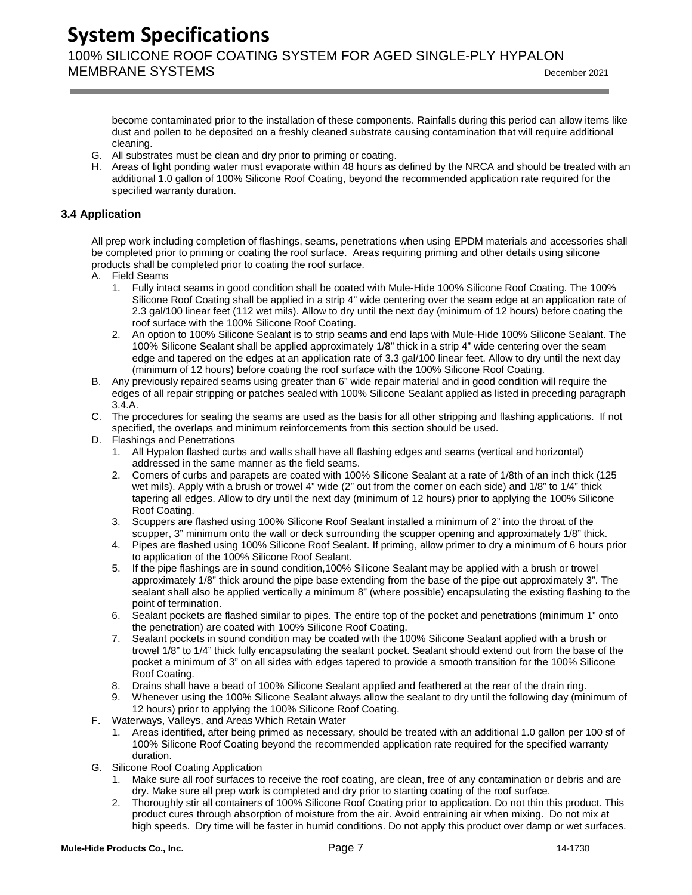become contaminated prior to the installation of these components. Rainfalls during this period can allow items like dust and pollen to be deposited on a freshly cleaned substrate causing contamination that will require additional cleaning.

G. All substrates must be clean and dry prior to priming or coating.

H. Areas of light ponding water must evaporate within 48 hours as defined by the NRCA and should be treated with an additional 1.0 gallon of 100% Silicone Roof Coating, beyond the recommended application rate required for the specified warranty duration.

### 3.4 Application

All prep work including completion of flashings, seams, penetrations when using EPDM materials and accessories shall be completed prior to priming or coating the roof surface. Areas requiring priming and other details using silicone products shall be completed prior to coating the roof surface.

A. Field Seams
   1. Fully intact seams in good condition shall be coated with Mule-Hide 100% Silicone Roof Coating. The 100% Silicone Roof Coating shall be applied in a strip 4" wide centering over the seam edge at an application rate of 2.3 gal/100 linear feet (112 wet mils). Allow to dry until the next day (minimum of 12 hours) before coating the roof surface with the 100% Silicone Roof Coating.
   2. An option to 100% Silicone Sealant is to strip seams and end laps with Mule-Hide 100% Silicone Sealant. The 100% Silicone Sealant shall be applied approximately 1/8" thick in a strip 4" wide centering over the seam edge and tapered on the edges at an application rate of 3.3 gal/100 linear feet. Allow to dry until the next day (minimum of 12 hours) before coating the roof surface with the 100% Silicone Roof Coating.

B. Any previously repaired seams using greater than 6" wide repair material and in good condition will require the edges of all repair stripping or patches sealed with 100% Silicone Sealant applied as listed in preceding paragraph 3.4.A.

C. The procedures for sealing the seams are used as the basis for all other stripping and flashing applications. If not specified, the overlaps and minimum reinforcements from this section should be used.

D. Flashings and Penetrations
   1. All Hypalon flashed curbs and walls shall have all flashing edges and seams (vertical and horizontal) addressed in the same manner as the field seams.
   2. Corners of curbs and parapets are coated with 100% Silicone Sealant at a rate of 1/8th of an inch thick (125 wet mils). Apply with a brush or trowel 4" wide (2" out from the corner on each side) and 1/8" to 1/4" thick tapering all edges. Allow to dry until the next day (minimum of 12 hours) prior to applying the 100% Silicone Roof Coating.
   3. Scuppers are flashed using 100% Silicone Roof Sealant installed a minimum of 2" into the throat of the scupper, 3" minimum onto the wall or deck surrounding the scupper opening and approximately 1/8" thick.
   4. Pipes are flashed using 100% Silicone Roof Sealant. If priming, allow primer to dry a minimum of 6 hours prior to application of the 100% Silicone Roof Sealant.
   5. If the pipe flashings are in sound condition,100% Silicone Sealant may be applied with a brush or trowel approximately 1/8" thick around the pipe base extending from the base of the pipe out approximately 3". The sealant shall also be applied vertically a minimum 8" (where possible) encapsulating the existing flashing to the point of termination.
   6. Sealant pockets are flashed similar to pipes. The entire top of the pocket and penetrations (minimum 1" onto the penetration) are coated with 100% Silicone Roof Coating.
   7. Sealant pockets in sound condition may be coated with the 100% Silicone Sealant applied with a brush or trowel 1/8" to 1/4" thick fully encapsulating the sealant pocket. Sealant should extend out from the base of the pocket a minimum of 3" on all sides with edges tapered to provide a smooth transition for the 100% Silicone Roof Coating.
   8. Drains shall have a bead of 100% Silicone Sealant applied and feathered at the rear of the drain ring.
   9. Whenever using the 100% Silicone Sealant always allow the sealant to dry until the following day (minimum of 12 hours) prior to applying the 100% Silicone Roof Coating.

F. Waterways, Valleys, and Areas Which Retain Water
   1. Areas identified, after being primed as necessary, should be treated with an additional 1.0 gallon per 100 sf of 100% Silicone Roof Coating beyond the recommended application rate required for the specified warranty duration.

G. Silicone Roof Coating Application
   1. Make sure all roof surfaces to receive the roof coating, are clean, free of any contamination or debris and are dry. Make sure all prep work is completed and dry prior to starting coating of the roof surface.
   2. Thoroughly stir all containers of 100% Silicone Roof Coating prior to application. Do not thin this product. This product cures through absorption of moisture from the air. Avoid entraining air when mixing. Do not mix at high speeds. Dry time will be faster in humid conditions. Do not apply this product over damp or wet surfaces.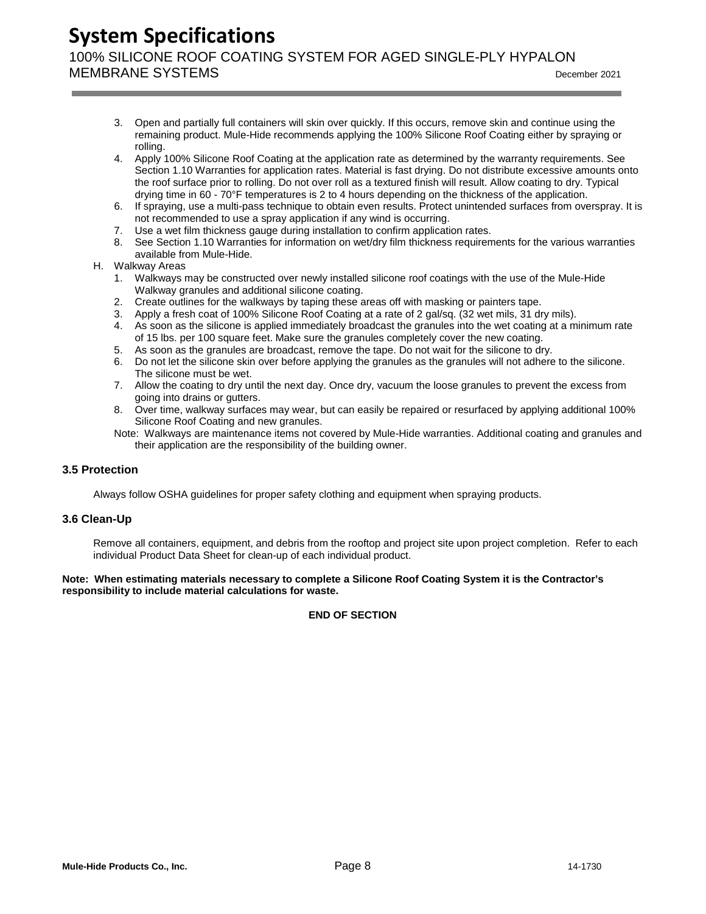3. Open and partially full containers will skin over quickly. If this occurs, remove skin and continue using the remaining product. Mule-Hide recommends applying the 100% Silicone Roof Coating either by spraying or rolling.
4. Apply 100% Silicone Roof Coating at the application rate as determined by the warranty requirements. See Section 1.10 Warranties for application rates. Material is fast drying. Do not distribute excessive amounts onto the roof surface prior to rolling. Do not over roll as a textured finish will result. Allow coating to dry. Typical drying time in 60 - 70°F temperatures is 2 to 4 hours depending on the thickness of the application.
6. If spraying, use a multi-pass technique to obtain even results. Protect unintended surfaces from overspray. It is not recommended to use a spray application if any wind is occurring.
7. Use a wet film thickness gauge during installation to confirm application rates.
8. See Section 1.10 Warranties for information on wet/dry film thickness requirements for the various warranties available from Mule-Hide.

H. Walkway Areas
1. Walkways may be constructed over newly installed silicone roof coatings with the use of the Mule-Hide Walkway granules and additional silicone coating.
2. Create outlines for the walkways by taping these areas off with masking or painters tape.
3. Apply a fresh coat of 100% Silicone Roof Coating at a rate of 2 gal/sq. (32 wet mils, 31 dry mils).
4. As soon as the silicone is applied immediately broadcast the granules into the wet coating at a minimum rate of 15 lbs. per 100 square feet. Make sure the granules completely cover the new coating.
5. As soon as the granules are broadcast, remove the tape. Do not wait for the silicone to dry.
6. Do not let the silicone skin over before applying the granules as the granules will not adhere to the silicone. The silicone must be wet.
7. Allow the coating to dry until the next day. Once dry, vacuum the loose granules to prevent the excess from going into drains or gutters.
8. Over time, walkway surfaces may wear, but can easily be repaired or resurfaced by applying additional 100% Silicone Roof Coating and new granules.

Note: Walkways are maintenance items not covered by Mule-Hide warranties. Additional coating and granules and their application are the responsibility of the building owner.

### 3.5 Protection

Always follow OSHA guidelines for proper safety clothing and equipment when spraying products.

### 3.6 Clean-Up

Remove all containers, equipment, and debris from the rooftop and project site upon project completion. Refer to each individual Product Data Sheet for clean-up of each individual product.

**Note: When estimating materials necessary to complete a Silicone Roof Coating System it is the Contractor's responsibility to include material calculations for waste.**

**END OF SECTION**